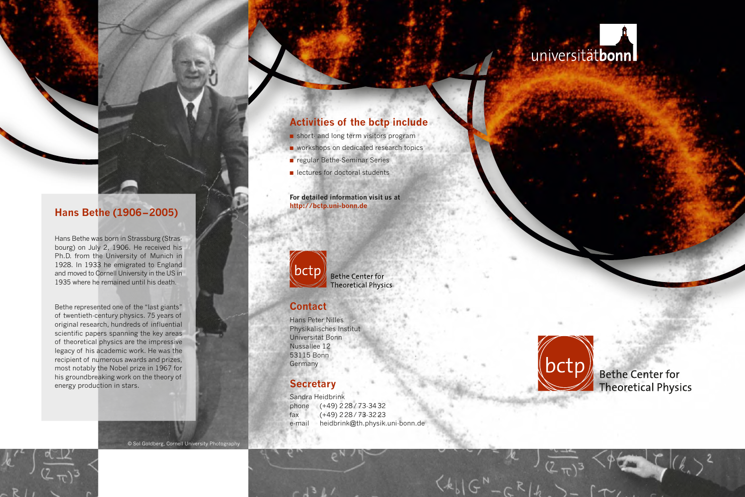## Hans Bethe (1906–2005)

Hans Bethe was born in Strassburg (Strasbourg) on July 2, 1906. He received his Ph.D. from the University of Munich in 1928. In 1933 he emigrated to England and moved to Cornell University in the US in 1935 where he remained until his death.

Bethe represented one of the "last giants" of twentieth-century physics. 75 years of original research, hundreds of influential scientific papers spanning the key areas of theoretical physics are the impressive legacy of his academic work. He was the recipient of numerous awards and prizes, most notably the Nobel prize in 1967 for his groundbreaking work on the theory of energy production in stars.

© Sol Goldberg, Cornell University Photography

## Activities of the bctp include

- short- and long term visitors program
- workshops on dedicated research topics
- regular Bethe-Seminar Series
- lectures for doctoral students

**For detailed information visit us at**
**http://bctp.uni-bonn.de**

bctp Bethe Center for Theoretical Physics

## Contact

Hans Peter Nilles
Physikalisches Institut
Universität Bonn
Nussallee 12
53115 Bonn
Germany

## Secretary

Sandra Heidbrink
phone (+49) 228/73-3432
fax (+49) 228/73-3223
e-mail heidbrink@th.physik.uni-bonn.de

universität**bonn**

bctp Bethe Center for Theoretical Physics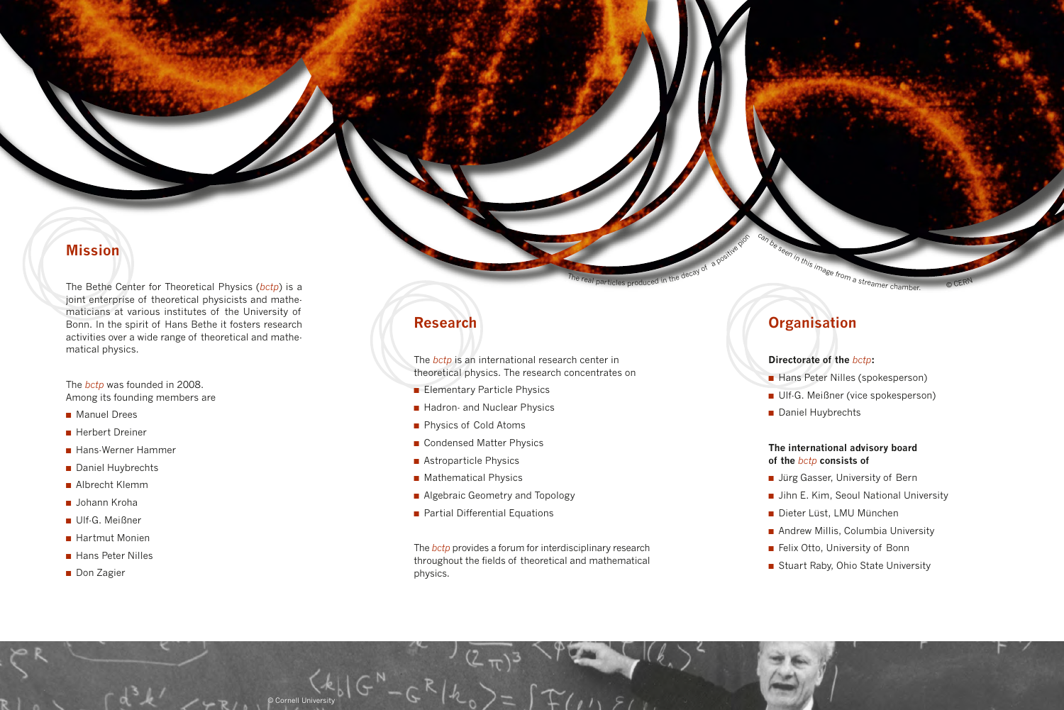## Mission

The Bethe Center for Theoretical Physics (*bctp*) is a joint enterprise of theoretical physicists and mathematicians at various institutes of the University of Bonn. In the spirit of Hans Bethe it fosters research activities over a wide range of theoretical and mathematical physics.

The *bctp* was founded in 2008.
Among its founding members are

- Manuel Drees
- Herbert Dreiner
- Hans-Werner Hammer
- Daniel Huybrechts
- Albrecht Klemm
- Johann Kroha
- Ulf-G. Meißner
- Hartmut Monien
- Hans Peter Nilles
- Don Zagier

## Research

The *bctp* is an international research center in theoretical physics. The research concentrates on

- Elementary Particle Physics
- Hadron- and Nuclear Physics
- Physics of Cold Atoms
- Condensed Matter Physics
- Astroparticle Physics
- Mathematical Physics
- Algebraic Geometry and Topology
- Partial Differential Equations

The *bctp* provides a forum for interdisciplinary research throughout the fields of theoretical and mathematical physics.

The real particles produced in the decay of a positive pion can be seen in this image from a streamer chamber. © CERN

## Organisation

**Directorate of the *bctp*:**

- Hans Peter Nilles (spokesperson)
- Ulf-G. Meißner (vice spokesperson)
- Daniel Huybrechts

**The international advisory board of the *bctp* consists of**

- Jürg Gasser, University of Bern
- Jihn E. Kim, Seoul National University
- Dieter Lüst, LMU München
- Andrew Millis, Columbia University
- Felix Otto, University of Bonn
- Stuart Raby, Ohio State University

© Cornell University